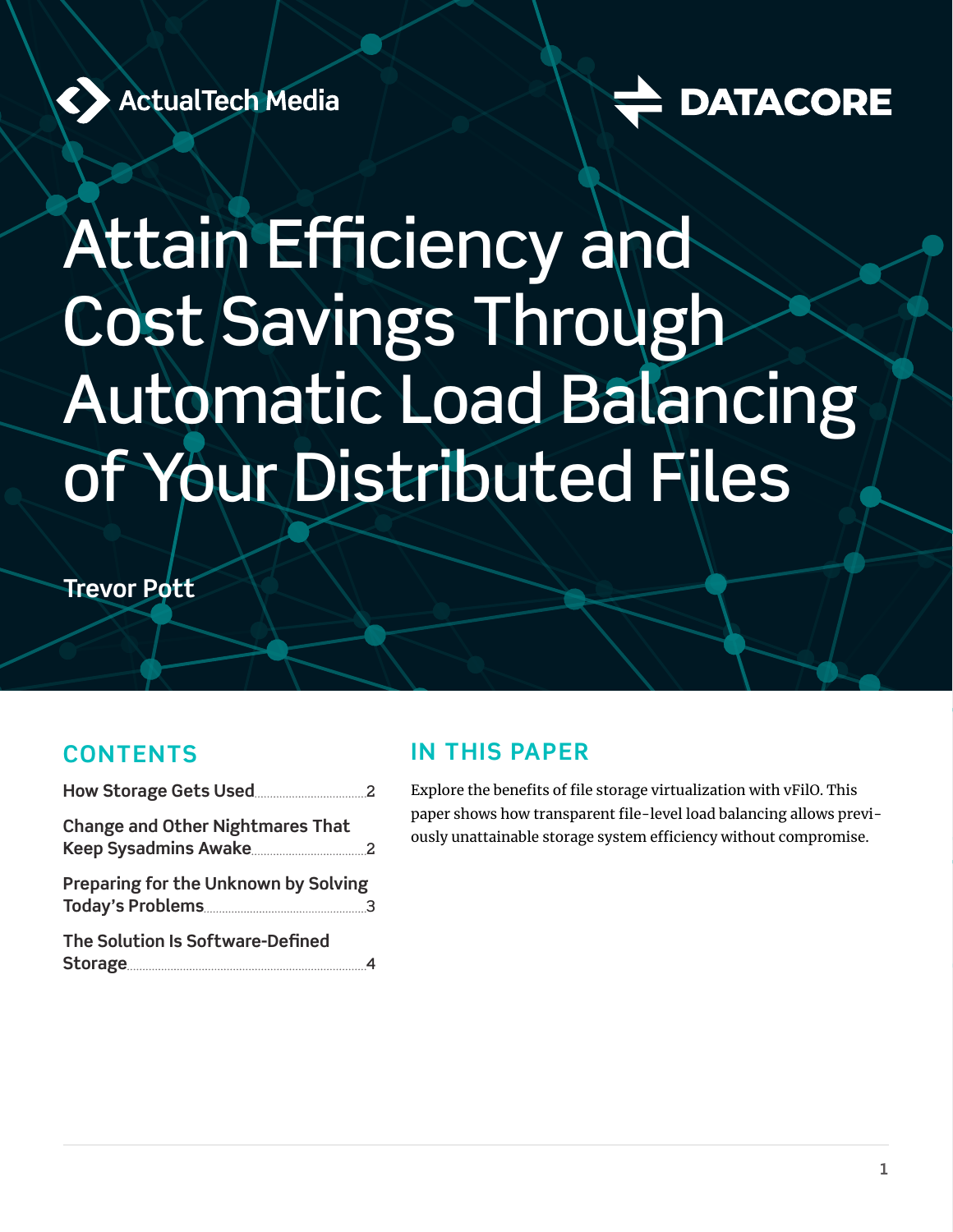ActualTech Media

DATACORE

# Attain Efficiency and Cost Savings Through Automatic Load Balancing of Your Distributed Files

**Trevor Pott**

## CONTENTS

How Storage Gets Used .................... 2

Change and Other Nightmares That Keep Sysadmins Awake .................... 2

Preparing for the Unknown by Solving Today's Problems .................... 3

The Solution Is Software-Defined Storage .................... 4

## IN THIS PAPER

Explore the benefits of file storage virtualization with vFilO. This paper shows how transparent file-level load balancing allows previously unattainable storage system efficiency without compromise.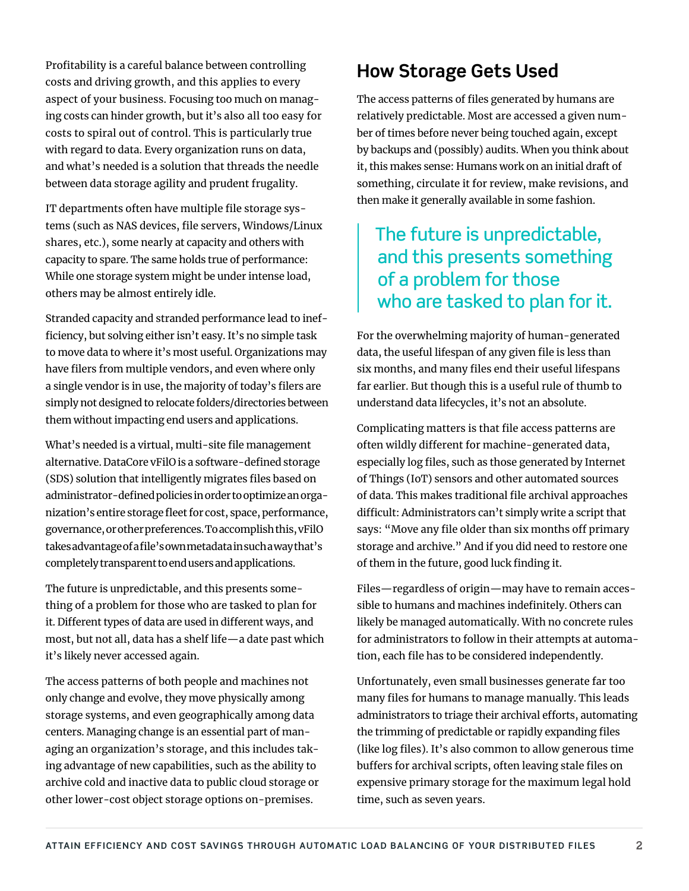Profitability is a careful balance between controlling costs and driving growth, and this applies to every aspect of your business. Focusing too much on managing costs can hinder growth, but it's also all too easy for costs to spiral out of control. This is particularly true with regard to data. Every organization runs on data, and what's needed is a solution that threads the needle between data storage agility and prudent frugality.

IT departments often have multiple file storage systems (such as NAS devices, file servers, Windows/Linux shares, etc.), some nearly at capacity and others with capacity to spare. The same holds true of performance: While one storage system might be under intense load, others may be almost entirely idle.

Stranded capacity and stranded performance lead to inefficiency, but solving either isn't easy. It's no simple task to move data to where it's most useful. Organizations may have filers from multiple vendors, and even where only a single vendor is in use, the majority of today's filers are simply not designed to relocate folders/directories between them without impacting end users and applications.

What's needed is a virtual, multi-site file management alternative. DataCore vFilO is a software-defined storage (SDS) solution that intelligently migrates files based on administrator-defined policies in order to optimize an organization's entire storage fleet for cost, space, performance, governance, or other preferences. To accomplish this, vFilO takes advantage of a file's own metadata in such a way that's completely transparent to end users and applications.

The future is unpredictable, and this presents something of a problem for those who are tasked to plan for it. Different types of data are used in different ways, and most, but not all, data has a shelf life—a date past which it's likely never accessed again.

The access patterns of both people and machines not only change and evolve, they move physically among storage systems, and even geographically among data centers. Managing change is an essential part of managing an organization's storage, and this includes taking advantage of new capabilities, such as the ability to archive cold and inactive data to public cloud storage or other lower-cost object storage options on-premises.

## How Storage Gets Used

The access patterns of files generated by humans are relatively predictable. Most are accessed a given number of times before never being touched again, except by backups and (possibly) audits. When you think about it, this makes sense: Humans work on an initial draft of something, circulate it for review, make revisions, and then make it generally available in some fashion.

> The future is unpredictable, and this presents something of a problem for those who are tasked to plan for it.

For the overwhelming majority of human-generated data, the useful lifespan of any given file is less than six months, and many files end their useful lifespans far earlier. But though this is a useful rule of thumb to understand data lifecycles, it's not an absolute.

Complicating matters is that file access patterns are often wildly different for machine-generated data, especially log files, such as those generated by Internet of Things (IoT) sensors and other automated sources of data. This makes traditional file archival approaches difficult: Administrators can't simply write a script that says: "Move any file older than six months off primary storage and archive." And if you did need to restore one of them in the future, good luck finding it.

Files—regardless of origin—may have to remain accessible to humans and machines indefinitely. Others can likely be managed automatically. With no concrete rules for administrators to follow in their attempts at automation, each file has to be considered independently.

Unfortunately, even small businesses generate far too many files for humans to manage manually. This leads administrators to triage their archival efforts, automating the trimming of predictable or rapidly expanding files (like log files). It's also common to allow generous time buffers for archival scripts, often leaving stale files on expensive primary storage for the maximum legal hold time, such as seven years.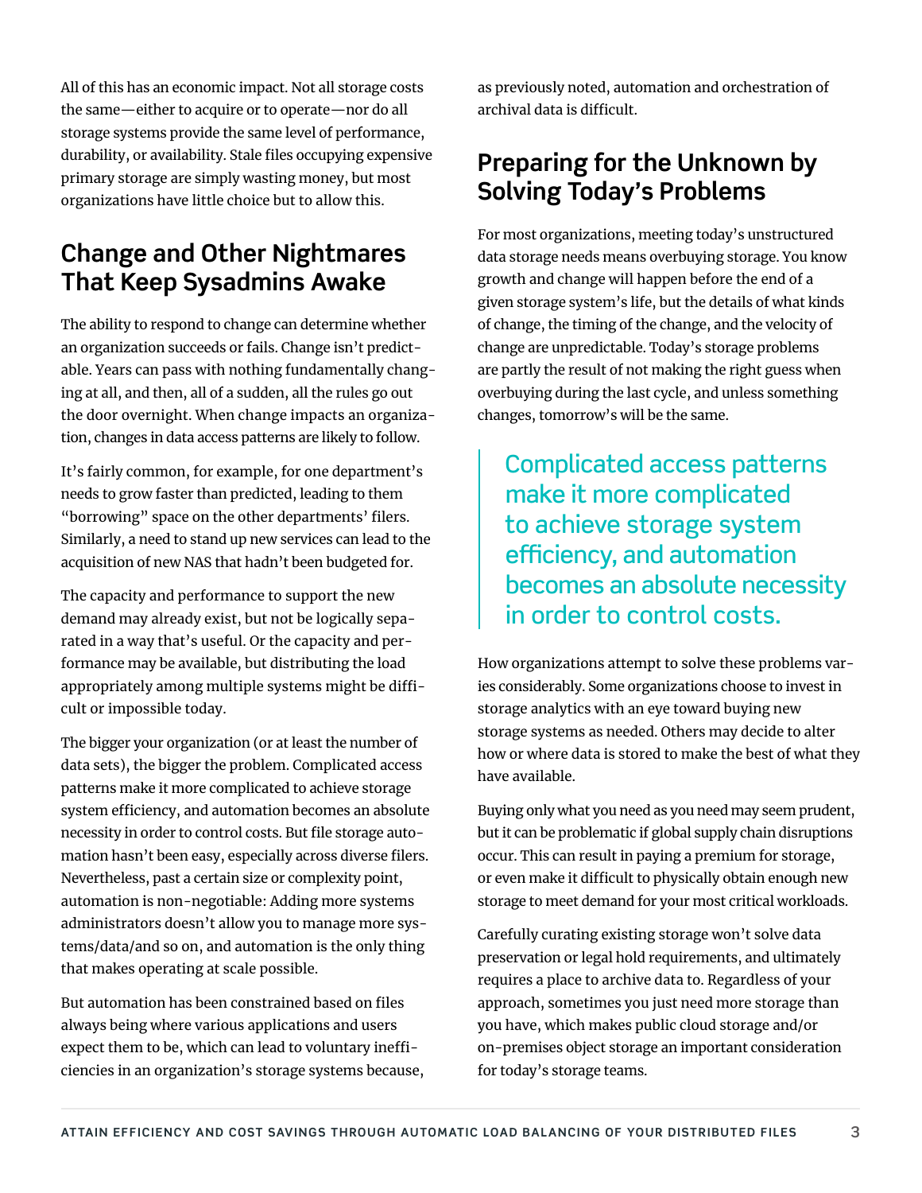All of this has an economic impact. Not all storage costs the same—either to acquire or to operate—nor do all storage systems provide the same level of performance, durability, or availability. Stale files occupying expensive primary storage are simply wasting money, but most organizations have little choice but to allow this.

## Change and Other Nightmares That Keep Sysadmins Awake

The ability to respond to change can determine whether an organization succeeds or fails. Change isn't predictable. Years can pass with nothing fundamentally changing at all, and then, all of a sudden, all the rules go out the door overnight. When change impacts an organization, changes in data access patterns are likely to follow.

It's fairly common, for example, for one department's needs to grow faster than predicted, leading to them "borrowing" space on the other departments' filers. Similarly, a need to stand up new services can lead to the acquisition of new NAS that hadn't been budgeted for.

The capacity and performance to support the new demand may already exist, but not be logically separated in a way that's useful. Or the capacity and performance may be available, but distributing the load appropriately among multiple systems might be difficult or impossible today.

The bigger your organization (or at least the number of data sets), the bigger the problem. Complicated access patterns make it more complicated to achieve storage system efficiency, and automation becomes an absolute necessity in order to control costs. But file storage automation hasn't been easy, especially across diverse filers. Nevertheless, past a certain size or complexity point, automation is non-negotiable: Adding more systems administrators doesn't allow you to manage more systems/data/and so on, and automation is the only thing that makes operating at scale possible.

But automation has been constrained based on files always being where various applications and users expect them to be, which can lead to voluntary inefficiencies in an organization's storage systems because, as previously noted, automation and orchestration of archival data is difficult.

## Preparing for the Unknown by Solving Today's Problems

For most organizations, meeting today's unstructured data storage needs means overbuying storage. You know growth and change will happen before the end of a given storage system's life, but the details of what kinds of change, the timing of the change, and the velocity of change are unpredictable. Today's storage problems are partly the result of not making the right guess when overbuying during the last cycle, and unless something changes, tomorrow's will be the same.

> Complicated access patterns make it more complicated to achieve storage system efficiency, and automation becomes an absolute necessity in order to control costs.

How organizations attempt to solve these problems varies considerably. Some organizations choose to invest in storage analytics with an eye toward buying new storage systems as needed. Others may decide to alter how or where data is stored to make the best of what they have available.

Buying only what you need as you need may seem prudent, but it can be problematic if global supply chain disruptions occur. This can result in paying a premium for storage, or even make it difficult to physically obtain enough new storage to meet demand for your most critical workloads.

Carefully curating existing storage won't solve data preservation or legal hold requirements, and ultimately requires a place to archive data to. Regardless of your approach, sometimes you just need more storage than you have, which makes public cloud storage and/or on-premises object storage an important consideration for today's storage teams.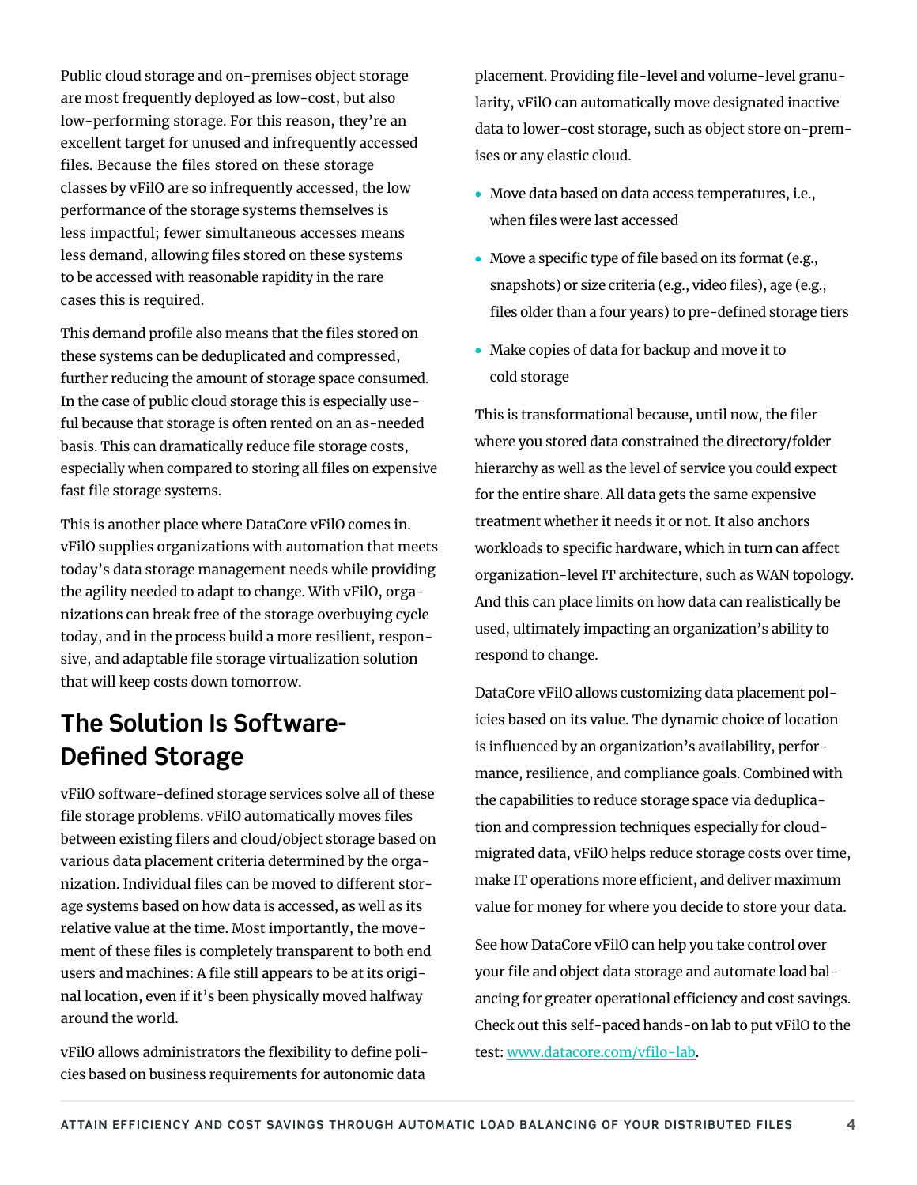Public cloud storage and on-premises object storage are most frequently deployed as low-cost, but also low-performing storage. For this reason, they're an excellent target for unused and infrequently accessed files. Because the files stored on these storage classes by vFilO are so infrequently accessed, the low performance of the storage systems themselves is less impactful; fewer simultaneous accesses means less demand, allowing files stored on these systems to be accessed with reasonable rapidity in the rare cases this is required.

This demand profile also means that the files stored on these systems can be deduplicated and compressed, further reducing the amount of storage space consumed. In the case of public cloud storage this is especially useful because that storage is often rented on an as-needed basis. This can dramatically reduce file storage costs, especially when compared to storing all files on expensive fast file storage systems.

This is another place where DataCore vFilO comes in. vFilO supplies organizations with automation that meets today's data storage management needs while providing the agility needed to adapt to change. With vFilO, organizations can break free of the storage overbuying cycle today, and in the process build a more resilient, responsive, and adaptable file storage virtualization solution that will keep costs down tomorrow.

## The Solution Is Software-Defined Storage

vFilO software-defined storage services solve all of these file storage problems. vFilO automatically moves files between existing filers and cloud/object storage based on various data placement criteria determined by the organization. Individual files can be moved to different storage systems based on how data is accessed, as well as its relative value at the time. Most importantly, the movement of these files is completely transparent to both end users and machines: A file still appears to be at its original location, even if it's been physically moved halfway around the world.

vFilO allows administrators the flexibility to define policies based on business requirements for autonomic data placement. Providing file-level and volume-level granularity, vFilO can automatically move designated inactive data to lower-cost storage, such as object store on-premises or any elastic cloud.

- Move data based on data access temperatures, i.e., when files were last accessed
- Move a specific type of file based on its format (e.g., snapshots) or size criteria (e.g., video files), age (e.g., files older than a four years) to pre-defined storage tiers
- Make copies of data for backup and move it to cold storage

This is transformational because, until now, the filer where you stored data constrained the directory/folder hierarchy as well as the level of service you could expect for the entire share. All data gets the same expensive treatment whether it needs it or not. It also anchors workloads to specific hardware, which in turn can affect organization-level IT architecture, such as WAN topology. And this can place limits on how data can realistically be used, ultimately impacting an organization's ability to respond to change.

DataCore vFilO allows customizing data placement policies based on its value. The dynamic choice of location is influenced by an organization's availability, performance, resilience, and compliance goals. Combined with the capabilities to reduce storage space via deduplication and compression techniques especially for cloud-migrated data, vFilO helps reduce storage costs over time, make IT operations more efficient, and deliver maximum value for money for where you decide to store your data.

See how DataCore vFilO can help you take control over your file and object data storage and automate load balancing for greater operational efficiency and cost savings. Check out this self-paced hands-on lab to put vFilO to the test: [www.datacore.com/vfilo-lab](www.datacore.com/vfilo-lab).